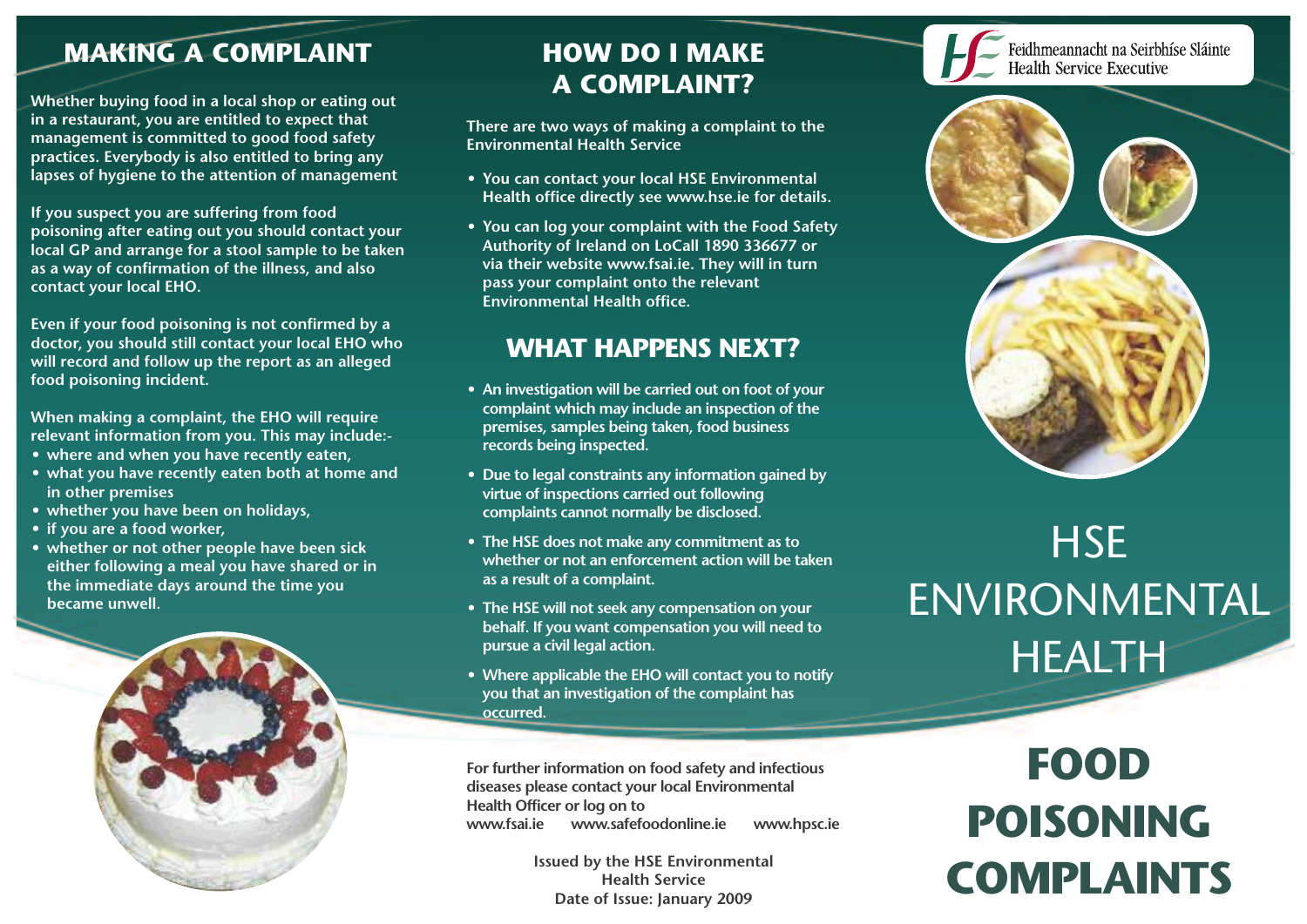## MAKING A COMPLAINT

Whether buying food in a local shop or eating out in a restaurant, you are entitled to expect that management is committed to good food safety practices. Everybody is also entitled to bring any lapses of hygiene to the attention of management

If you suspect you are suffering from food poisoning after eating out you should contact your local GP and arrange for a stool sample to be taken as a way of confirmation of the illness, and also contact your local EHO.

Even if your food poisoning is not confirmed by a doctor, you should still contact your local EHO who will record and follow up the report as an alleged food poisoning incident.

When making a complaint, the EHO will require relevant information from you. This may include:-

- where and when you have recently eaten,
- what you have recently eaten both at home and in other premises
- whether you have been on holidays,
- if you are a food worker,
- whether or not other people have been sick either following a meal you have shared or in the immediate days around the time you became unwell.

## HOW DO I MAKE A COMPLAINT?

There are two ways of making a complaint to the Environmental Health Service

- You can contact your local HSE Environmental Health office directly see www.hse.ie for details.
- You can log your complaint with the Food Safety Authority of Ireland on LoCall 1890 336677 or via their website www.fsai.ie. They will in turn pass your complaint onto the relevant Environmental Health office.

## WHAT HAPPENS NEXT?

- An investigation will be carried out on foot of your complaint which may include an inspection of the premises, samples being taken, food business records being inspected.
- Due to legal constraints any information gained by virtue of inspections carried out following complaints cannot normally be disclosed.
- The HSE does not make any commitment as to whether or not an enforcement action will be taken as a result of a complaint.
- The HSE will not seek any compensation on your behalf. If you want compensation you will need to pursue a civil legal action.
- Where applicable the EHO will contact you to notify you that an investigation of the complaint has occurred.

For further information on food safety and infectious diseases please contact your local Environmental Health Officer or log on to
www.fsai.ie www.safefoodonline.ie www.hpsc.ie

Issued by the HSE Environmental Health Service
Date of Issue: January 2009

Feidhmeannacht na Seirbhíse Sláinte
Health Service Executive

# HSE ENVIRONMENTAL HEALTH

# FOOD POISONING COMPLAINTS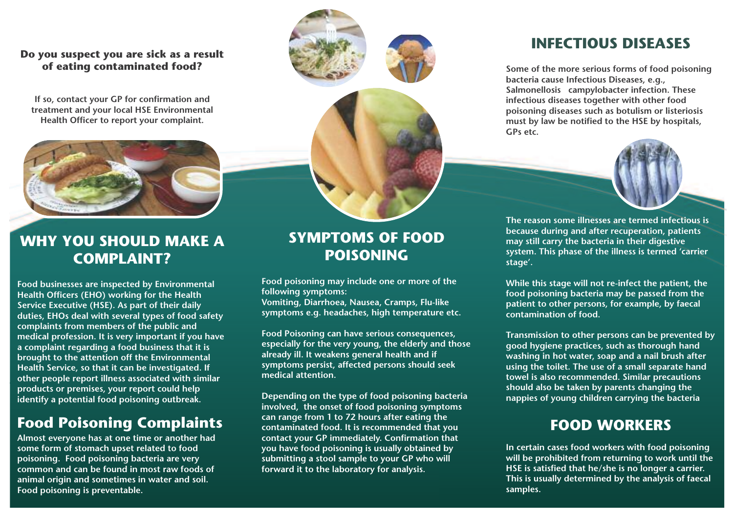**Do you suspect you are sick as a result of eating contaminated food?**

If so, contact your GP for confirmation and treatment and your local HSE Environmental Health Officer to report your complaint.

## WHY YOU SHOULD MAKE A COMPLAINT?

Food businesses are inspected by Environmental Health Officers (EHO) working for the Health Service Executive (HSE). As part of their daily duties, EHOs deal with several types of food safety complaints from members of the public and medical profession. It is very important if you have a complaint regarding a food business that it is brought to the attention off the Environmental Health Service, so that it can be investigated. If other people report illness associated with similar products or premises, your report could help identify a potential food poisoning outbreak.

## Food Poisoning Complaints

Almost everyone has at one time or another had some form of stomach upset related to food poisoning. Food poisoning bacteria are very common and can be found in most raw foods of animal origin and sometimes in water and soil. Food poisoning is preventable.

## SYMPTOMS OF FOOD POISONING

Food poisoning may include one or more of the following symptoms:
Vomiting, Diarrhoea, Nausea, Cramps, Flu-like symptoms e.g. headaches, high temperature etc.

Food Poisoning can have serious consequences, especially for the very young, the elderly and those already ill. It weakens general health and if symptoms persist, affected persons should seek medical attention.

Depending on the type of food poisoning bacteria involved, the onset of food poisoning symptoms can range from 1 to 72 hours after eating the contaminated food. It is recommended that you contact your GP immediately. Confirmation that you have food poisoning is usually obtained by submitting a stool sample to your GP who will forward it to the laboratory for analysis.

## INFECTIOUS DISEASES

Some of the more serious forms of food poisoning bacteria cause Infectious Diseases, e.g., Salmonellosis campylobacter infection. These infectious diseases together with other food poisoning diseases such as botulism or listeriosis must by law be notified to the HSE by hospitals, GPs etc.

The reason some illnesses are termed infectious is because during and after recuperation, patients may still carry the bacteria in their digestive system. This phase of the illness is termed 'carrier stage'.

While this stage will not re-infect the patient, the food poisoning bacteria may be passed from the patient to other persons, for example, by faecal contamination of food.

Transmission to other persons can be prevented by good hygiene practices, such as thorough hand washing in hot water, soap and a nail brush after using the toilet. The use of a small separate hand towel is also recommended. Similar precautions should also be taken by parents changing the nappies of young children carrying the bacteria

## FOOD WORKERS

In certain cases food workers with food poisoning will be prohibited from returning to work until the HSE is satisfied that he/she is no longer a carrier. This is usually determined by the analysis of faecal samples.